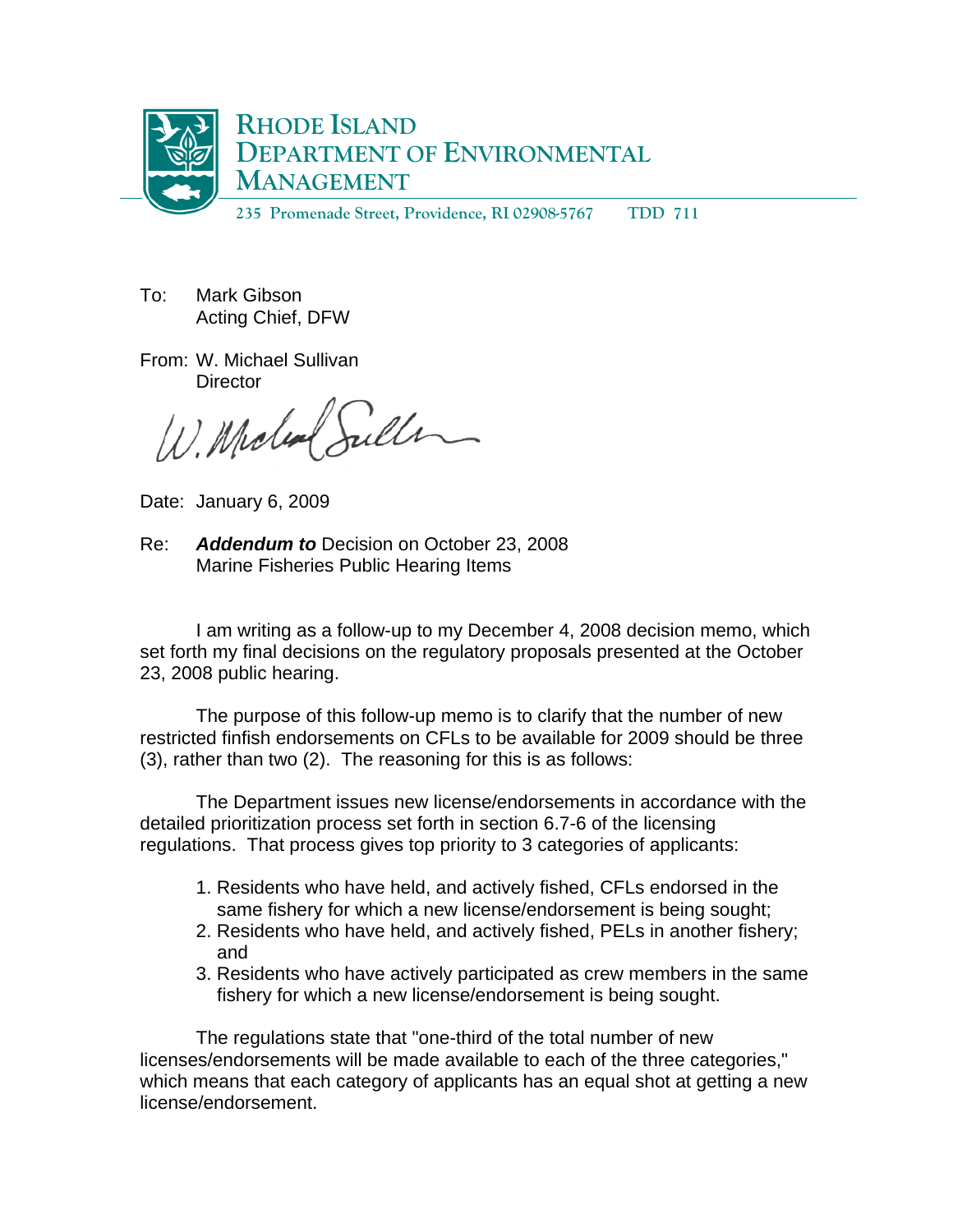# RHODE ISLAND DEPARTMENT OF ENVIRONMENTAL MANAGEMENT

235 Promenade Street, Providence, RI 02908-5767 TDD 711

To: Mark Gibson
Acting Chief, DFW

From: W. Michael Sullivan
Director

Date: January 6, 2009

Re: ***Addendum to*** Decision on October 23, 2008
Marine Fisheries Public Hearing Items

I am writing as a follow-up to my December 4, 2008 decision memo, which set forth my final decisions on the regulatory proposals presented at the October 23, 2008 public hearing.

The purpose of this follow-up memo is to clarify that the number of new restricted finfish endorsements on CFLs to be available for 2009 should be three (3), rather than two (2). The reasoning for this is as follows:

The Department issues new license/endorsements in accordance with the detailed prioritization process set forth in section 6.7-6 of the licensing regulations. That process gives top priority to 3 categories of applicants:

1. Residents who have held, and actively fished, CFLs endorsed in the same fishery for which a new license/endorsement is being sought;
2. Residents who have held, and actively fished, PELs in another fishery; and
3. Residents who have actively participated as crew members in the same fishery for which a new license/endorsement is being sought.

The regulations state that "one-third of the total number of new licenses/endorsements will be made available to each of the three categories," which means that each category of applicants has an equal shot at getting a new license/endorsement.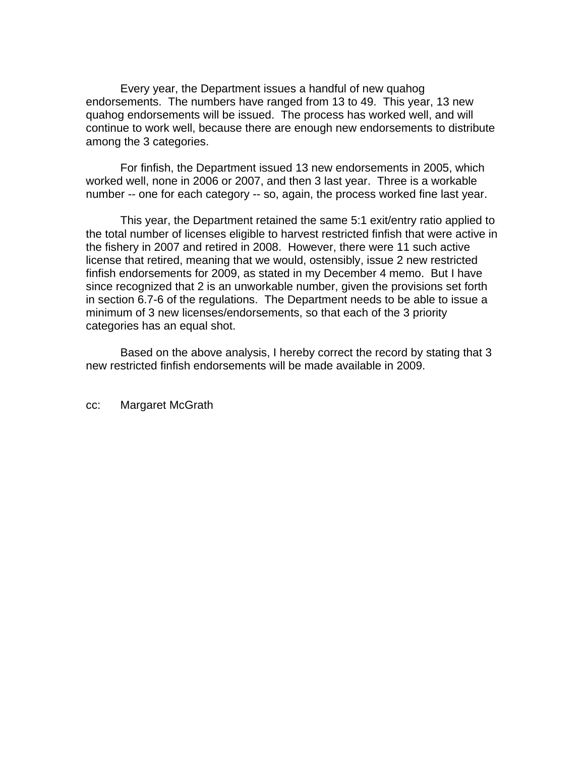Every year, the Department issues a handful of new quahog endorsements. The numbers have ranged from 13 to 49. This year, 13 new quahog endorsements will be issued. The process has worked well, and will continue to work well, because there are enough new endorsements to distribute among the 3 categories.

For finfish, the Department issued 13 new endorsements in 2005, which worked well, none in 2006 or 2007, and then 3 last year. Three is a workable number -- one for each category -- so, again, the process worked fine last year.

This year, the Department retained the same 5:1 exit/entry ratio applied to the total number of licenses eligible to harvest restricted finfish that were active in the fishery in 2007 and retired in 2008. However, there were 11 such active license that retired, meaning that we would, ostensibly, issue 2 new restricted finfish endorsements for 2009, as stated in my December 4 memo. But I have since recognized that 2 is an unworkable number, given the provisions set forth in section 6.7-6 of the regulations. The Department needs to be able to issue a minimum of 3 new licenses/endorsements, so that each of the 3 priority categories has an equal shot.

Based on the above analysis, I hereby correct the record by stating that 3 new restricted finfish endorsements will be made available in 2009.

cc: Margaret McGrath